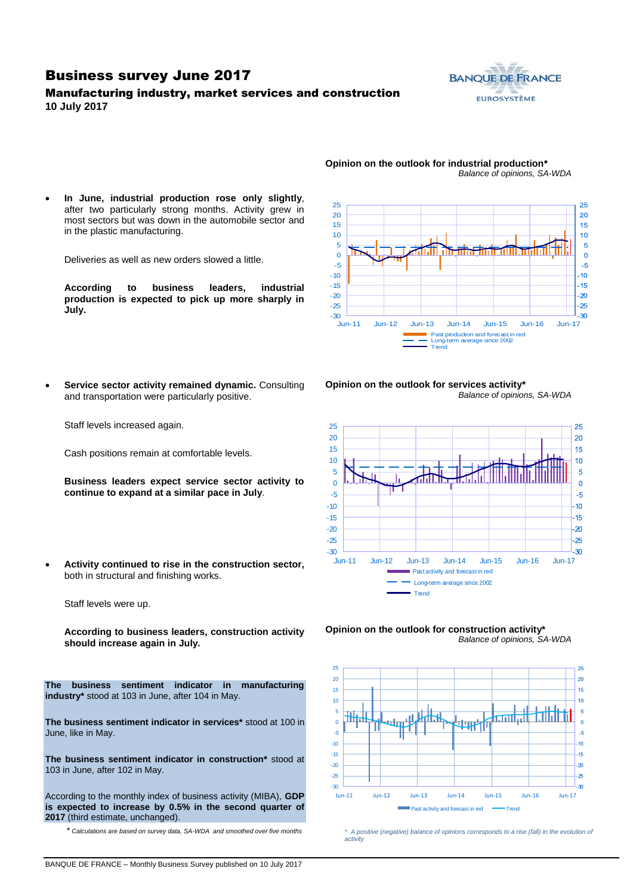# Business survey June 2017

## Manufacturing industry, market services and construction

**10 July 2017**

- **In June, industrial production rose only slightly**, after two particularly strong months. Activity grew in most sectors but was down in the automobile sector and in the plastic manufacturing.

  Deliveries as well as new orders slowed a little.

  **According to business leaders, industrial production is expected to pick up more sharply in July.**

**Opinion on the outlook for industrial production***
*Balance of opinions, SA-WDA*

- **Service sector activity remained dynamic.** Consulting and transportation were particularly positive.

  Staff levels increased again.

  Cash positions remain at comfortable levels.

  **Business leaders expect service sector activity to continue to expand at a similar pace in July**.

**Opinion on the outlook for services activity***
*Balance of opinions, SA-WDA*

- **Activity continued to rise in the construction sector,** both in structural and finishing works.

  Staff levels were up.

  **According to business leaders, construction activity should increase again in July.**

**Opinion on the outlook for construction activity***
*Balance of opinions, SA-WDA*

**The business sentiment indicator in manufacturing industry*** stood at 103 in June, after 104 in May.

**The business sentiment indicator in services*** stood at 100 in June, like in May.

**The business sentiment indicator in construction*** stood at 103 in June, after 102 in May.

According to the monthly index of business activity (MIBA), **GDP is expected to increase by 0.5% in the second quarter of 2017** (third estimate, unchanged).

* *Calculations are based on survey data, SA-WDA and smoothed over five months*

* *A positive (negative) balance of opinions corresponds to a rise (fall) in the evolution of activity*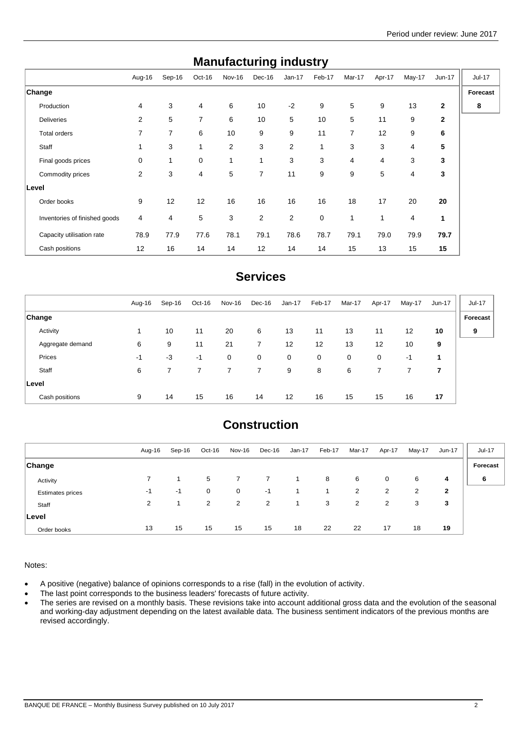## Manufacturing industry

| | Aug-16 | Sep-16 | Oct-16 | Nov-16 | Dec-16 | Jan-17 | Feb-17 | Mar-17 | Apr-17 | May-17 | Jun-17 | Jul-17 |
|---|---|---|---|---|---|---|---|---|---|---|---|---|
| **Change** | | | | | | | | | | | | **Forecast** |
| Production | 4 | 3 | 4 | 6 | 10 | -2 | 9 | 5 | 9 | 13 | **2** | **8** |
| Deliveries | 2 | 5 | 7 | 6 | 10 | 5 | 10 | 5 | 11 | 9 | **2** | |
| Total orders | 7 | 7 | 6 | 10 | 9 | 9 | 11 | 7 | 12 | 9 | **6** | |
| Staff | 1 | 3 | 1 | 2 | 3 | 2 | 1 | 3 | 3 | 4 | **5** | |
| Final goods prices | 0 | 1 | 0 | 1 | 1 | 3 | 3 | 4 | 4 | 3 | **3** | |
| Commodity prices | 2 | 3 | 4 | 5 | 7 | 11 | 9 | 9 | 5 | 4 | **3** | |
| **Level** | | | | | | | | | | | | |
| Order books | 9 | 12 | 12 | 16 | 16 | 16 | 16 | 18 | 17 | 20 | **20** | |
| Inventories of finished goods | 4 | 4 | 5 | 3 | 2 | 2 | 0 | 1 | 1 | 4 | **1** | |
| Capacity utilisation rate | 78.9 | 77.9 | 77.6 | 78.1 | 79.1 | 78.6 | 78.7 | 79.1 | 79.0 | 79.9 | **79.7** | |
| Cash positions | 12 | 16 | 14 | 14 | 12 | 14 | 14 | 15 | 13 | 15 | **15** | |

## Services

| | Aug-16 | Sep-16 | Oct-16 | Nov-16 | Dec-16 | Jan-17 | Feb-17 | Mar-17 | Apr-17 | May-17 | Jun-17 | Jul-17 |
|---|---|---|---|---|---|---|---|---|---|---|---|---|
| **Change** | | | | | | | | | | | | **Forecast** |
| Activity | 1 | 10 | 11 | 20 | 6 | 13 | 11 | 13 | 11 | 12 | **10** | **9** |
| Aggregate demand | 6 | 9 | 11 | 21 | 7 | 12 | 12 | 13 | 12 | 10 | **9** | |
| Prices | -1 | -3 | -1 | 0 | 0 | 0 | 0 | 0 | 0 | -1 | **1** | |
| Staff | 6 | 7 | 7 | 7 | 7 | 9 | 8 | 6 | 7 | 7 | **7** | |
| **Level** | | | | | | | | | | | | |
| Cash positions | 9 | 14 | 15 | 16 | 14 | 12 | 16 | 15 | 15 | 16 | **17** | |

## Construction

| | Aug-16 | Sep-16 | Oct-16 | Nov-16 | Dec-16 | Jan-17 | Feb-17 | Mar-17 | Apr-17 | May-17 | Jun-17 | Jul-17 |
|---|---|---|---|---|---|---|---|---|---|---|---|---|
| **Change** | | | | | | | | | | | | **Forecast** |
| Activity | 7 | 1 | 5 | 7 | 7 | 1 | 8 | 6 | 0 | 6 | **4** | **6** |
| Estimates prices | -1 | -1 | 0 | 0 | -1 | 1 | 1 | 2 | 2 | 2 | **2** | |
| Staff | 2 | 1 | 2 | 2 | 2 | 1 | 3 | 2 | 2 | 3 | **3** | |
| **Level** | | | | | | | | | | | | |
| Order books | 13 | 15 | 15 | 15 | 15 | 18 | 22 | 22 | 17 | 18 | **19** | |

Notes:

- A positive (negative) balance of opinions corresponds to a rise (fall) in the evolution of activity.
- The last point corresponds to the business leaders' forecasts of future activity.
- The series are revised on a monthly basis. These revisions take into account additional gross data and the evolution of the seasonal and working-day adjustment depending on the latest available data. The business sentiment indicators of the previous months are revised accordingly.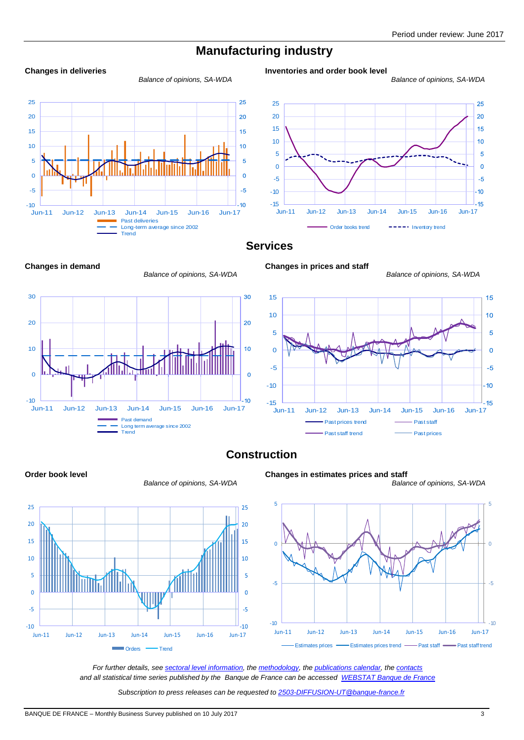Period under review: June 2017

# Manufacturing industry

### Changes in deliveries

*Balance of opinions, SA-WDA*

25
20
15
10
5
0
-5
-10

Jun-11 Jun-12 Jun-13 Jun-14 Jun-15 Jun-16 Jun-17

Past deliveries
Long-term average since 2002
Trend

### Inventories and order book level

*Balance of opinions, SA-WDA*

25
20
15
10
5
0
-5
-10
-15

Jun-11 Jun-12 Jun-13 Jun-14 Jun-15 Jun-16 Jun-17

Order books trend
Inventory trend

# Services

### Changes in demand

*Balance of opinions, SA-WDA*

30
20
10
0
-10

Jun-11 Jun-12 Jun-13 Jun-14 Jun-15 Jun-16 Jun-17

Past demand
Long term average since 2002
Trend

### Changes in prices and staff

*Balance of opinions, SA-WDA*

15
10
5
0
-5
-10
-15

Jun-11 Jun-12 Jun-13 Jun-14 Jun-15 Jun-16 Jun-17

Past prices trend
Past staff
Past staff trend
Past prices

# Construction

### Order book level

*Balance of opinions, SA-WDA*

25
20
15
10
5
0
-5
-10

Jun-11 Jun-12 Jun-13 Jun-14 Jun-15 Jun-16 Jun-17

Orders
Trend

### Changes in estimates prices and staff

*Balance of opinions, SA-WDA*

5
0
-5
-10

Jun-11 Jun-12 Jun-13 Jun-14 Jun-15 Jun-16 Jun-17

Estimates prices
Estimates prices trend
Past staff
Past staff trend

*For further details, see sectoral level information, the methodology, the publications calendar, the contacts and all statistical time series published by the Banque de France can be accessed WEBSTAT Banque de France*

*Subscription to press releases can be requested to 2503-DIFFUSION-UT@banque-france.fr*

BANQUE DE FRANCE – Monthly Business Survey published on 10 July 2017